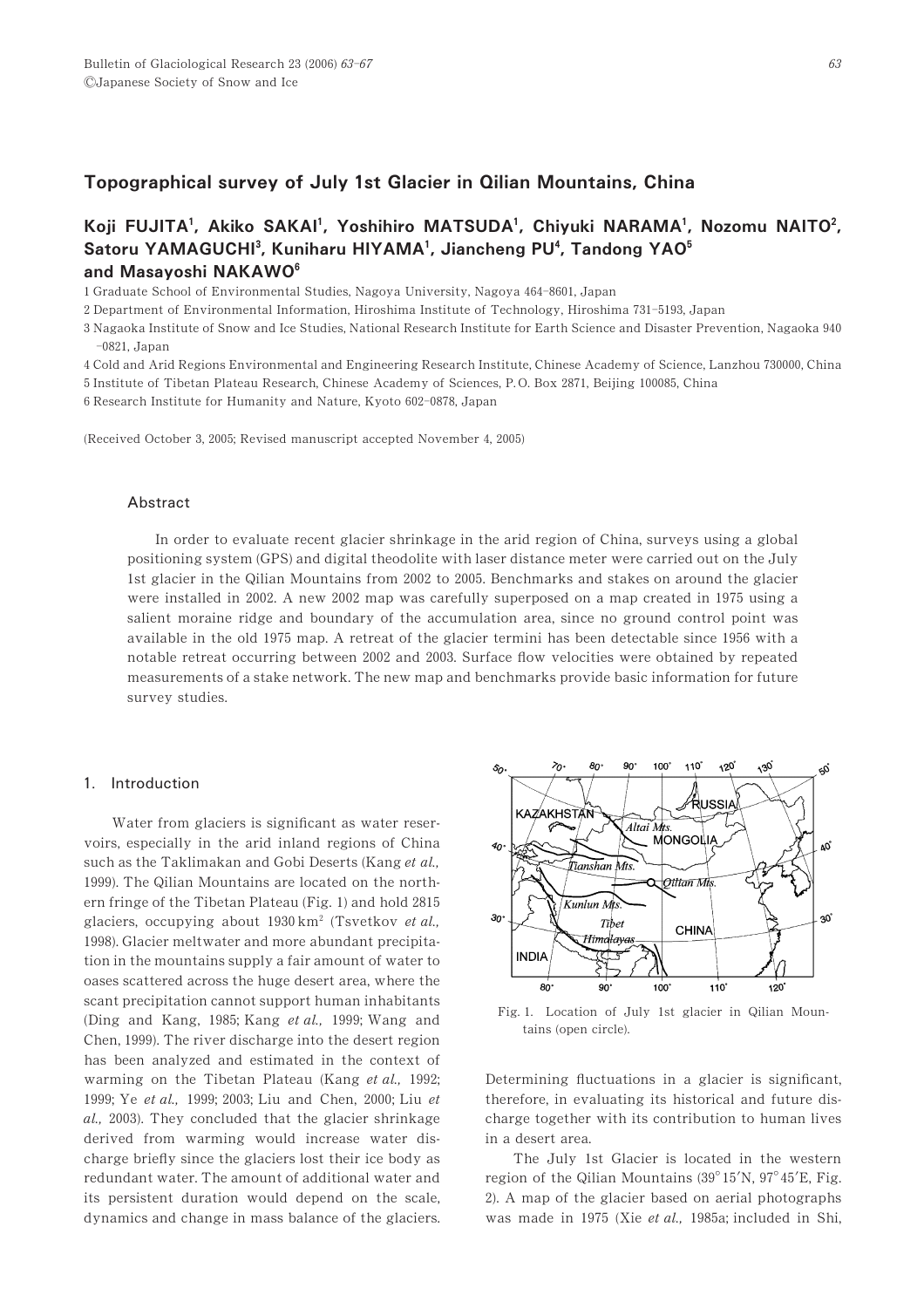# Topographical survey of July 1st Glacier in Qilian Mountains, China

**Koji FUJITA[1], Akiko SAKAI[1], Yoshihiro MATSUDA[1], Chiyuki NARAMA[1], Nozomu NAITO[2], Satoru YAMAGUCHI[3], Kuniharu HIYAMA[1], Jiancheng PU[4], Tandong YAO[5] and Masayoshi NAKAWO[6]**

1 Graduate School of Environmental Studies, Nagoya University, Nagoya 464-8601, Japan

2 Department of Environmental Information, Hiroshima Institute of Technology, Hiroshima 731-5193, Japan

3 Nagaoka Institute of Snow and Ice Studies, National Research Institute for Earth Science and Disaster Prevention, Nagaoka 940-0821, Japan

4 Cold and Arid Regions Environmental and Engineering Research Institute, Chinese Academy of Science, Lanzhou 730000, China

5 Institute of Tibetan Plateau Research, Chinese Academy of Sciences, P.O. Box 2871, Beijing 100085, China

6 Research Institute for Humanity and Nature, Kyoto 602-0878, Japan

(Received October 3, 2005; Revised manuscript accepted November 4, 2005)

## Abstract

In order to evaluate recent glacier shrinkage in the arid region of China, surveys using a global positioning system (GPS) and digital theodolite with laser distance meter were carried out on the July 1st glacier in the Qilian Mountains from 2002 to 2005. Benchmarks and stakes on around the glacier were installed in 2002. A new 2002 map was carefully superposed on a map created in 1975 using a salient moraine ridge and boundary of the accumulation area, since no ground control point was available in the old 1975 map. A retreat of the glacier termini has been detectable since 1956 with a notable retreat occurring between 2002 and 2003. Surface flow velocities were obtained by repeated measurements of a stake network. The new map and benchmarks provide basic information for future survey studies.

## 1. Introduction

Water from glaciers is significant as water reservoirs, especially in the arid inland regions of China such as the Taklimakan and Gobi Deserts (Kang *et al.,* 1999). The Qilian Mountains are located on the northern fringe of the Tibetan Plateau (Fig. 1) and hold 2815 glaciers, occupying about 1930 km$^2$ (Tsvetkov *et al.,* 1998). Glacier meltwater and more abundant precipitation in the mountains supply a fair amount of water to oases scattered across the huge desert area, where the scant precipitation cannot support human inhabitants (Ding and Kang, 1985; Kang *et al.,* 1999; Wang and Chen, 1999). The river discharge into the desert region has been analyzed and estimated in the context of warming on the Tibetan Plateau (Kang *et al.,* 1992; 1999; Ye *et al.,* 1999; 2003; Liu and Chen, 2000; Liu *et al.,* 2003). They concluded that the glacier shrinkage derived from warming would increase water discharge briefly since the glaciers lost their ice body as redundant water. The amount of additional water and its persistent duration would depend on the scale, dynamics and change in mass balance of the glaciers.

Fig. 1. Location of July 1st glacier in Qilian Mountains (open circle).

Determining fluctuations in a glacier is significant, therefore, in evaluating its historical and future discharge together with its contribution to human lives in a desert area.

The July 1st Glacier is located in the western region of the Qilian Mountains (39°15′N, 97°45′E, Fig. 2). A map of the glacier based on aerial photographs was made in 1975 (Xie *et al.,* 1985a; included in Shi,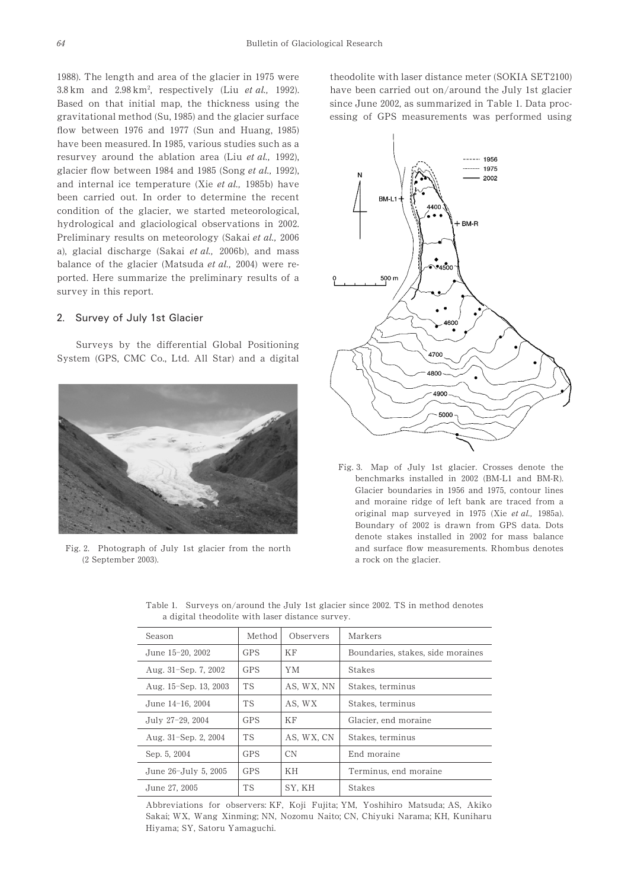1988). The length and area of the glacier in 1975 were 3.8 km and 2.98 $km^2$, respectively (Liu *et al.,* 1992). Based on that initial map, the thickness using the gravitational method (Su, 1985) and the glacier surface flow between 1976 and 1977 (Sun and Huang, 1985) have been measured. In 1985, various studies such as a resurvey around the ablation area (Liu *et al.,* 1992), glacier flow between 1984 and 1985 (Song *et al.,* 1992), and internal ice temperature (Xie *et al.,* 1985b) have been carried out. In order to determine the recent condition of the glacier, we started meteorological, hydrological and glaciological observations in 2002. Preliminary results on meteorology (Sakai *et al.,* 2006 a), glacial discharge (Sakai *et al.,* 2006b), and mass balance of the glacier (Matsuda *et al.,* 2004) were reported. Here summarize the preliminary results of a survey in this report.

## 2. Survey of July 1st Glacier

Surveys by the differential Global Positioning System (GPS, CMC Co., Ltd. All Star) and a digital theodolite with laser distance meter (SOKIA SET2100) have been carried out on/around the July 1st glacier since June 2002, as summarized in Table 1. Data processing of GPS measurements was performed using

Fig. 2. Photograph of July 1st glacier from the north (2 September 2003).

Fig. 3. Map of July 1st glacier. Crosses denote the benchmarks installed in 2002 (BM-L1 and BM-R). Glacier boundaries in 1956 and 1975, contour lines and moraine ridge of left bank are traced from a original map surveyed in 1975 (Xie *et al.,* 1985a). Boundary of 2002 is drawn from GPS data. Dots denote stakes installed in 2002 for mass balance and surface flow measurements. Rhombus denotes a rock on the glacier.

Table 1. Surveys on/around the July 1st glacier since 2002. TS in method denotes a digital theodolite with laser distance survey.

| Season | Method | Observers | Markers |
|---|---|---|---|
| June 15–20, 2002 | GPS | KF | Boundaries, stakes, side moraines |
| Aug. 31–Sep. 7, 2002 | GPS | YM | Stakes |
| Aug. 15–Sep. 13, 2003 | TS | AS, WX, NN | Stakes, terminus |
| June 14–16, 2004 | TS | AS, WX | Stakes, terminus |
| July 27–29, 2004 | GPS | KF | Glacier, end moraine |
| Aug. 31–Sep. 2, 2004 | TS | AS, WX, CN | Stakes, terminus |
| Sep. 5, 2004 | GPS | CN | End moraine |
| June 26–July 5, 2005 | GPS | KH | Terminus, end moraine |
| June 27, 2005 | TS | SY, KH | Stakes |

Abbreviations for observers: KF, Koji Fujita; YM, Yoshihiro Matsuda; AS, Akiko Sakai; WX, Wang Xinming; NN, Nozomu Naito; CN, Chiyuki Narama; KH, Kuniharu Hiyama; SY, Satoru Yamaguchi.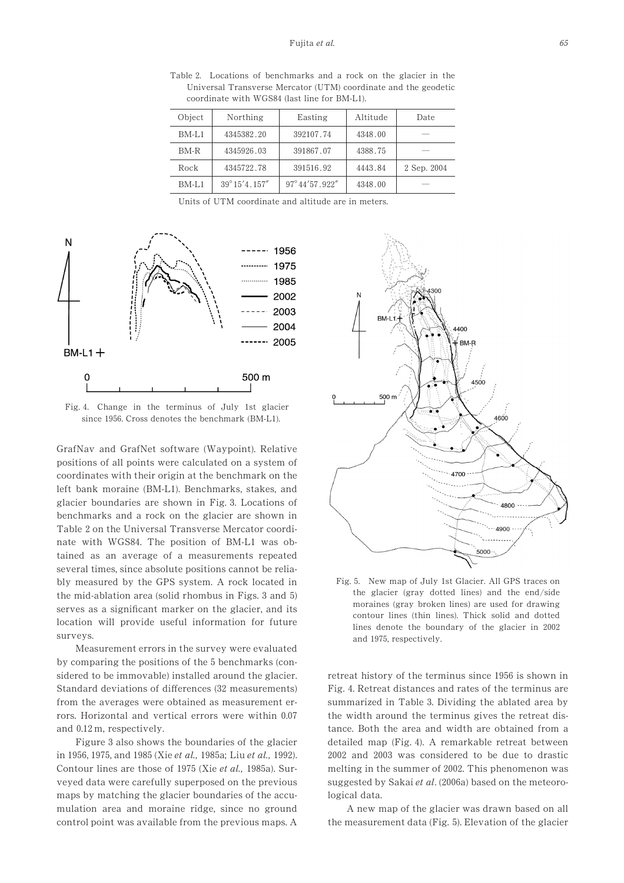Table 2. Locations of benchmarks and a rock on the glacier in the Universal Transverse Mercator (UTM) coordinate and the geodetic coordinate with WGS84 (last line for BM-L1).

| Object | Northing | Easting | Altitude | Date |
|---|---|---|---|---|
| BM-L1 | 4345382.20 | 392107.74 | 4348.00 | — |
| BM-R | 4345926.03 | 391867.07 | 4388.75 | — |
| Rock | 4345722.78 | 391516.92 | 4443.84 | 2 Sep. 2004 |
| BM-L1 | 39°15′4.157″ | 97°44′57.922″ | 4348.00 | — |

Units of UTM coordinate and altitude are in meters.

Fig. 4. Change in the terminus of July 1st glacier since 1956. Cross denotes the benchmark (BM-L1).

GrafNav and GrafNet software (Waypoint). Relative positions of all points were calculated on a system of coordinates with their origin at the benchmark on the left bank moraine (BM-L1). Benchmarks, stakes, and glacier boundaries are shown in Fig. 3. Locations of benchmarks and a rock on the glacier are shown in Table 2 on the Universal Transverse Mercator coordinate with WGS84. The position of BM-L1 was obtained as an average of a measurements repeated several times, since absolute positions cannot be reliably measured by the GPS system. A rock located in the mid-ablation area (solid rhombus in Figs. 3 and 5) serves as a significant marker on the glacier, and its location will provide useful information for future surveys.

Measurement errors in the survey were evaluated by comparing the positions of the 5 benchmarks (considered to be immovable) installed around the glacier. Standard deviations of differences (32 measurements) from the averages were obtained as measurement errors. Horizontal and vertical errors were within 0.07 and 0.12 m, respectively.

Figure 3 also shows the boundaries of the glacier in 1956, 1975, and 1985 (Xie *et al.,* 1985a; Liu *et al.,* 1992). Contour lines are those of 1975 (Xie *et al.,* 1985a). Surveyed data were carefully superposed on the previous maps by matching the glacier boundaries of the accumulation area and moraine ridge, since no ground control point was available from the previous maps. A retreat history of the terminus since 1956 is shown in Fig. 4. Retreat distances and rates of the terminus are summarized in Table 3. Dividing the ablated area by the width around the terminus gives the retreat distance. Both the area and width are obtained from a detailed map (Fig. 4). A remarkable retreat between 2002 and 2003 was considered to be due to drastic melting in the summer of 2002. This phenomenon was suggested by Sakai *et al*. (2006a) based on the meteorological data.

Fig. 5. New map of July 1st Glacier. All GPS traces on the glacier (gray dotted lines) and the end/side moraines (gray broken lines) are used for drawing contour lines (thin lines). Thick solid and dotted lines denote the boundary of the glacier in 2002 and 1975, respectively.

A new map of the glacier was drawn based on all the measurement data (Fig. 5). Elevation of the glacier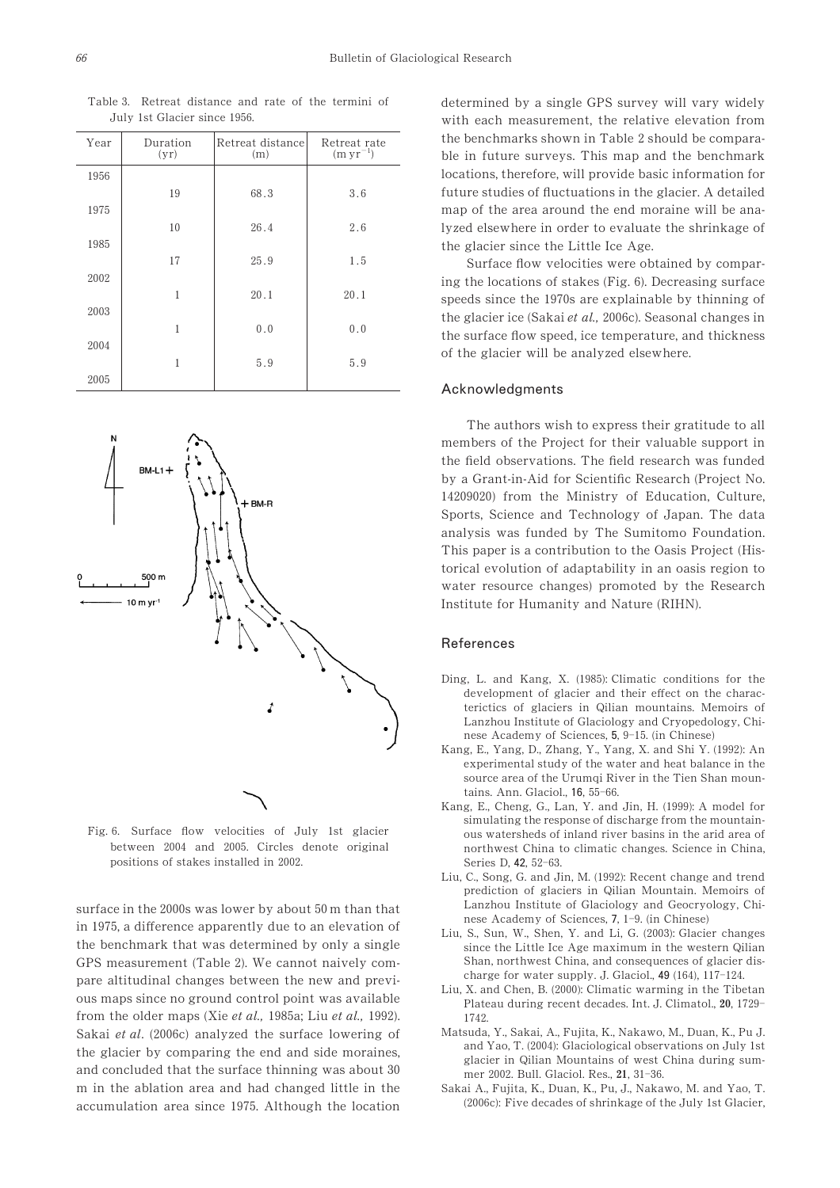Table 3. Retreat distance and rate of the termini of July 1st Glacier since 1956.

| Year | Duration (yr) | Retreat distance (m) | Retreat rate ($m\ yr^{-1}$) |
|---|---|---|---|
| 1956 | | | |
| | 19 | 68.3 | 3.6 |
| 1975 | | | |
| | 10 | 26.4 | 2.6 |
| 1985 | | | |
| | 17 | 25.9 | 1.5 |
| 2002 | | | |
| | 1 | 20.1 | 20.1 |
| 2003 | | | |
| | 1 | 0.0 | 0.0 |
| 2004 | | | |
| | 1 | 5.9 | 5.9 |
| 2005 | | | |

Fig. 6. Surface flow velocities of July 1st glacier between 2004 and 2005. Circles denote original positions of stakes installed in 2002.

surface in the 2000s was lower by about 50 m than that in 1975, a difference apparently due to an elevation of the benchmark that was determined by only a single GPS measurement (Table 2). We cannot naively compare altitudinal changes between the new and previous maps since no ground control point was available from the older maps (Xie *et al.,* 1985a; Liu *et al.,* 1992). Sakai *et al*. (2006c) analyzed the surface lowering of the glacier by comparing the end and side moraines, and concluded that the surface thinning was about 30 m in the ablation area and had changed little in the accumulation area since 1975. Although the location determined by a single GPS survey will vary widely with each measurement, the relative elevation from the benchmarks shown in Table 2 should be comparable in future surveys. This map and the benchmark locations, therefore, will provide basic information for future studies of fluctuations in the glacier. A detailed map of the area around the end moraine will be analyzed elsewhere in order to evaluate the shrinkage of the glacier since the Little Ice Age.

Surface flow velocities were obtained by comparing the locations of stakes (Fig. 6). Decreasing surface speeds since the 1970s are explainable by thinning of the glacier ice (Sakai *et al.,* 2006c). Seasonal changes in the surface flow speed, ice temperature, and thickness of the glacier will be analyzed elsewhere.

## Acknowledgments

The authors wish to express their gratitude to all members of the Project for their valuable support in the field observations. The field research was funded by a Grant-in-Aid for Scientific Research (Project No. 14209020) from the Ministry of Education, Culture, Sports, Science and Technology of Japan. The data analysis was funded by The Sumitomo Foundation. This paper is a contribution to the Oasis Project (Historical evolution of adaptability in an oasis region to water resource changes) promoted by the Research Institute for Humanity and Nature (RIHN).

## References

- Ding, L. and Kang, X. (1985): Climatic conditions for the development of glacier and their effect on the characterictics of glaciers in Qilian mountains. Memoirs of Lanzhou Institute of Glaciology and Cryopedology, Chinese Academy of Sciences, **5**, 9–15. (in Chinese)
- Kang, E., Yang, D., Zhang, Y., Yang, X. and Shi Y. (1992): An experimental study of the water and heat balance in the source area of the Urumqi River in the Tien Shan mountains. Ann. Glaciol., **16**, 55–66.
- Kang, E., Cheng, G., Lan, Y. and Jin, H. (1999): A model for simulating the response of discharge from the mountainous watersheds of inland river basins in the arid area of northwest China to climatic changes. Science in China, Series D, **42**, 52–63.
- Liu, C., Song, G. and Jin, M. (1992): Recent change and trend prediction of glaciers in Qilian Mountain. Memoirs of Lanzhou Institute of Glaciology and Geocryology, Chinese Academy of Sciences, **7**, 1–9. (in Chinese)
- Liu, S., Sun, W., Shen, Y. and Li, G. (2003): Glacier changes since the Little Ice Age maximum in the western Qilian Shan, northwest China, and consequences of glacier discharge for water supply. J. Glaciol., **49** (164), 117–124.
- Liu, X. and Chen, B. (2000): Climatic warming in the Tibetan Plateau during recent decades. Int. J. Climatol., **20**, 1729–1742.
- Matsuda, Y., Sakai, A., Fujita, K., Nakawo, M., Duan, K., Pu J. and Yao, T. (2004): Glaciological observations on July 1st glacier in Qilian Mountains of west China during summer 2002. Bull. Glaciol. Res., **21**, 31–36.
- Sakai A., Fujita, K., Duan, K., Pu, J., Nakawo, M. and Yao, T. (2006c): Five decades of shrinkage of the July 1st Glacier,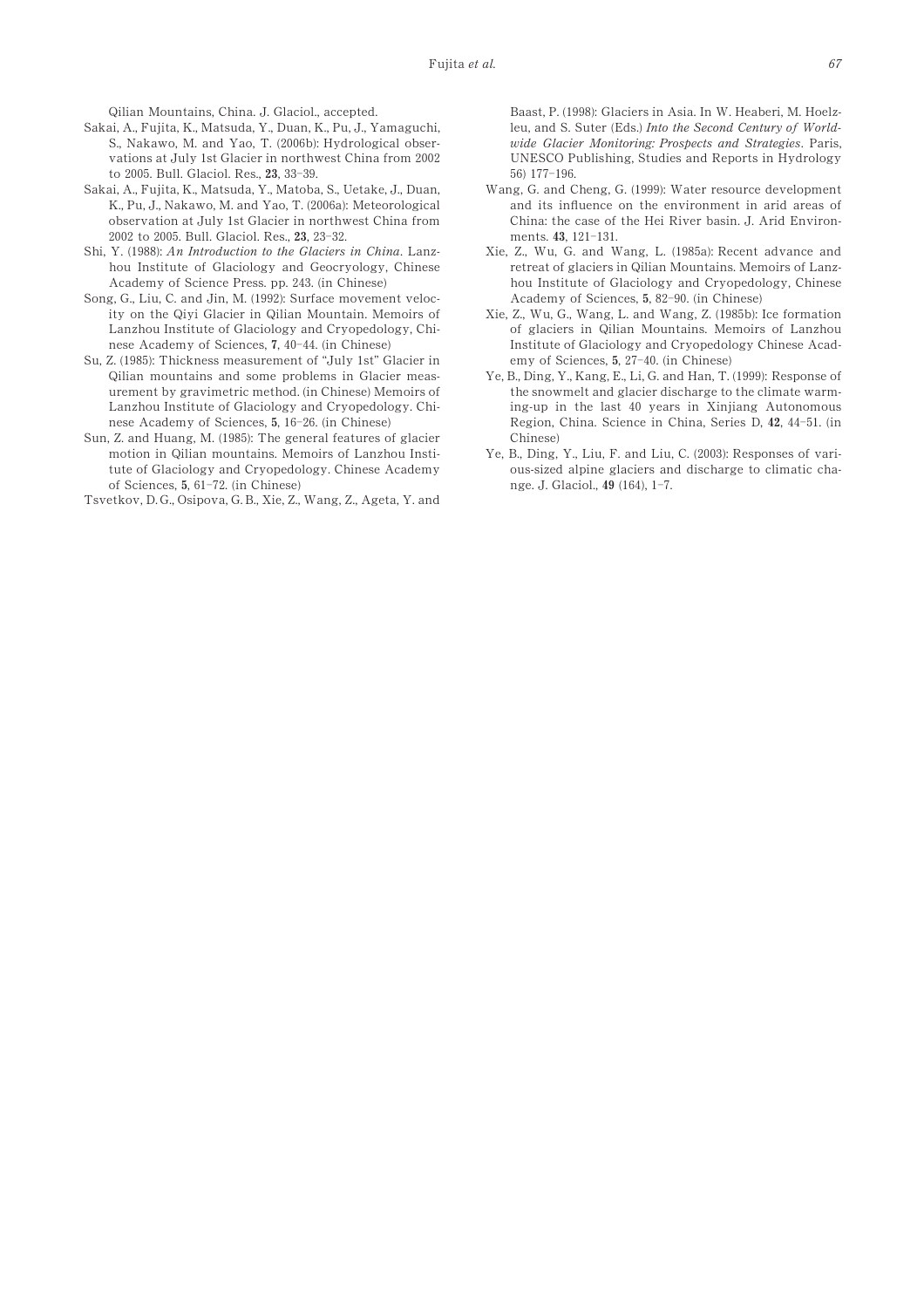Qilian Mountains, China. J. Glaciol., accepted.

Sakai, A., Fujita, K., Matsuda, Y., Duan, K., Pu, J., Yamaguchi, S., Nakawo, M. and Yao, T. (2006b): Hydrological observations at July 1st Glacier in northwest China from 2002 to 2005. Bull. Glaciol. Res., **23**, 33–39.

Sakai, A., Fujita, K., Matsuda, Y., Matoba, S., Uetake, J., Duan, K., Pu, J., Nakawo, M. and Yao, T. (2006a): Meteorological observation at July 1st Glacier in northwest China from 2002 to 2005. Bull. Glaciol. Res., **23**, 23–32.

Shi, Y. (1988): *An Introduction to the Glaciers in China*. Lanzhou Institute of Glaciology and Geocryology, Chinese Academy of Science Press. pp. 243. (in Chinese)

Song, G., Liu, C. and Jin, M. (1992): Surface movement velocity on the Qiyi Glacier in Qilian Mountain. Memoirs of Lanzhou Institute of Glaciology and Cryopedology, Chinese Academy of Sciences, **7**, 40–44. (in Chinese)

Su, Z. (1985): Thickness measurement of "July 1st" Glacier in Qilian mountains and some problems in Glacier measurement by gravimetric method. (in Chinese) Memoirs of Lanzhou Institute of Glaciology and Cryopedology. Chinese Academy of Sciences, **5**, 16–26. (in Chinese)

Sun, Z. and Huang, M. (1985): The general features of glacier motion in Qilian mountains. Memoirs of Lanzhou Institute of Glaciology and Cryopedology. Chinese Academy of Sciences, **5**, 61–72. (in Chinese)

Tsvetkov, D. G., Osipova, G. B., Xie, Z., Wang, Z., Ageta, Y. and Baast, P. (1998): Glaciers in Asia. In W. Heaberi, M. Hoelzleu, and S. Suter (Eds.) *Into the Second Century of Worldwide Glacier Monitoring: Prospects and Strategies*. Paris, UNESCO Publishing, Studies and Reports in Hydrology 56) 177–196.

Wang, G. and Cheng, G. (1999): Water resource development and its influence on the environment in arid areas of China: the case of the Hei River basin. J. Arid Environments. **43**, 121–131.

Xie, Z., Wu, G. and Wang, L. (1985a): Recent advance and retreat of glaciers in Qilian Mountains. Memoirs of Lanzhou Institute of Glaciology and Cryopedology, Chinese Academy of Sciences, **5**, 82–90. (in Chinese)

Xie, Z., Wu, G., Wang, L. and Wang, Z. (1985b): Ice formation of glaciers in Qilian Mountains. Memoirs of Lanzhou Institute of Glaciology and Cryopedology Chinese Academy of Sciences, **5**, 27–40. (in Chinese)

Ye, B., Ding, Y., Kang, E., Li, G. and Han, T. (1999): Response of the snowmelt and glacier discharge to the climate warming-up in the last 40 years in Xinjiang Autonomous Region, China. Science in China, Series D, **42**, 44–51. (in Chinese)

Ye, B., Ding, Y., Liu, F. and Liu, C. (2003): Responses of various-sized alpine glaciers and discharge to climatic change. J. Glaciol., **49** (164), 1–7.